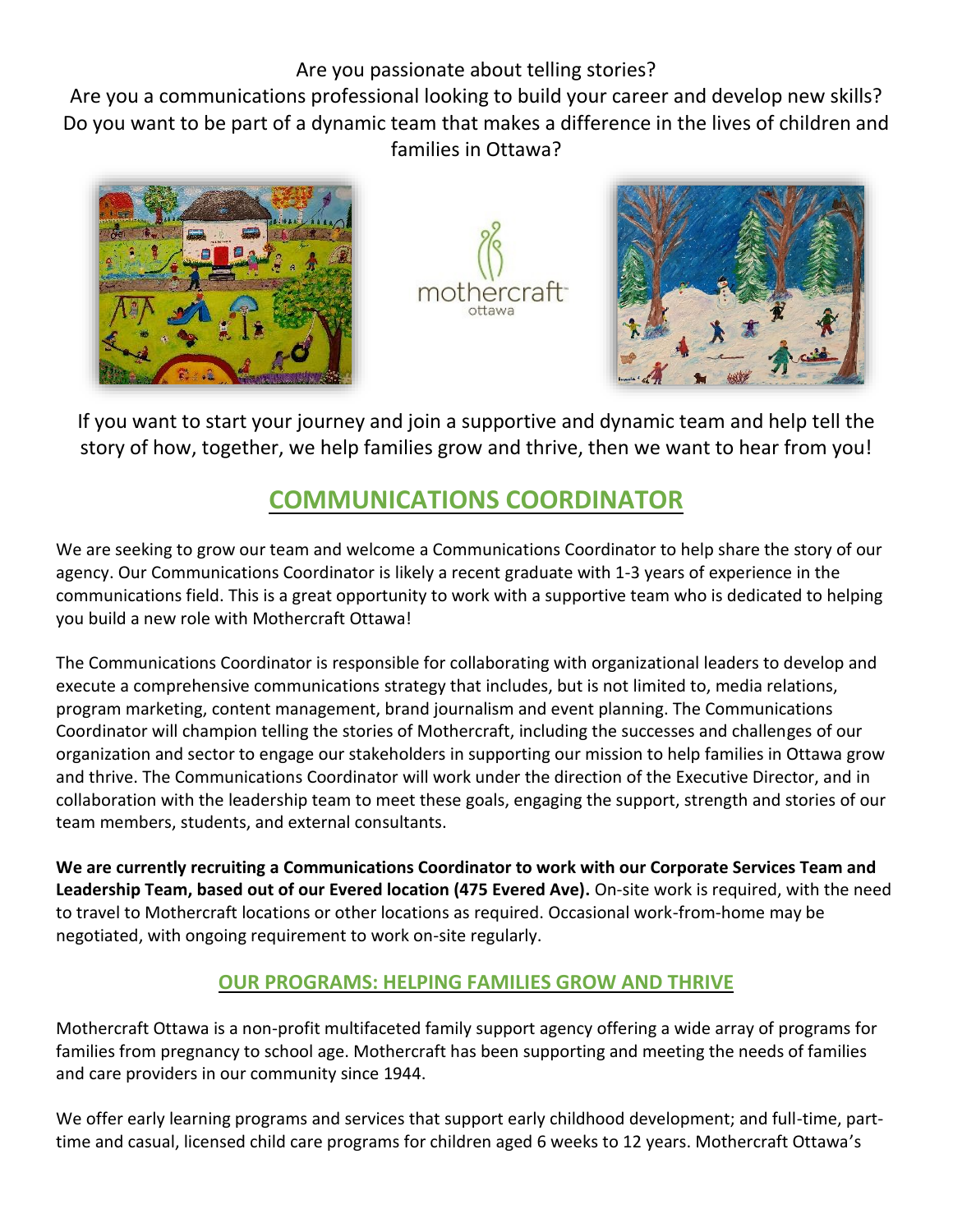Are you passionate about telling stories?
Are you a communications professional looking to build your career and develop new skills?
Do you want to be part of a dynamic team that makes a difference in the lives of children and families in Ottawa?

If you want to start your journey and join a supportive and dynamic team and help tell the story of how, together, we help families grow and thrive, then we want to hear from you!

# COMMUNICATIONS COORDINATOR

We are seeking to grow our team and welcome a Communications Coordinator to help share the story of our agency. Our Communications Coordinator is likely a recent graduate with 1-3 years of experience in the communications field. This is a great opportunity to work with a supportive team who is dedicated to helping you build a new role with Mothercraft Ottawa!

The Communications Coordinator is responsible for collaborating with organizational leaders to develop and execute a comprehensive communications strategy that includes, but is not limited to, media relations, program marketing, content management, brand journalism and event planning. The Communications Coordinator will champion telling the stories of Mothercraft, including the successes and challenges of our organization and sector to engage our stakeholders in supporting our mission to help families in Ottawa grow and thrive. The Communications Coordinator will work under the direction of the Executive Director, and in collaboration with the leadership team to meet these goals, engaging the support, strength and stories of our team members, students, and external consultants.

**We are currently recruiting a Communications Coordinator to work with our Corporate Services Team and Leadership Team, based out of our Evered location (475 Evered Ave).** On-site work is required, with the need to travel to Mothercraft locations or other locations as required. Occasional work-from-home may be negotiated, with ongoing requirement to work on-site regularly.

## OUR PROGRAMS: HELPING FAMILIES GROW AND THRIVE

Mothercraft Ottawa is a non-profit multifaceted family support agency offering a wide array of programs for families from pregnancy to school age. Mothercraft has been supporting and meeting the needs of families and care providers in our community since 1944.

We offer early learning programs and services that support early childhood development; and full-time, part-time and casual, licensed child care programs for children aged 6 weeks to 12 years. Mothercraft Ottawa's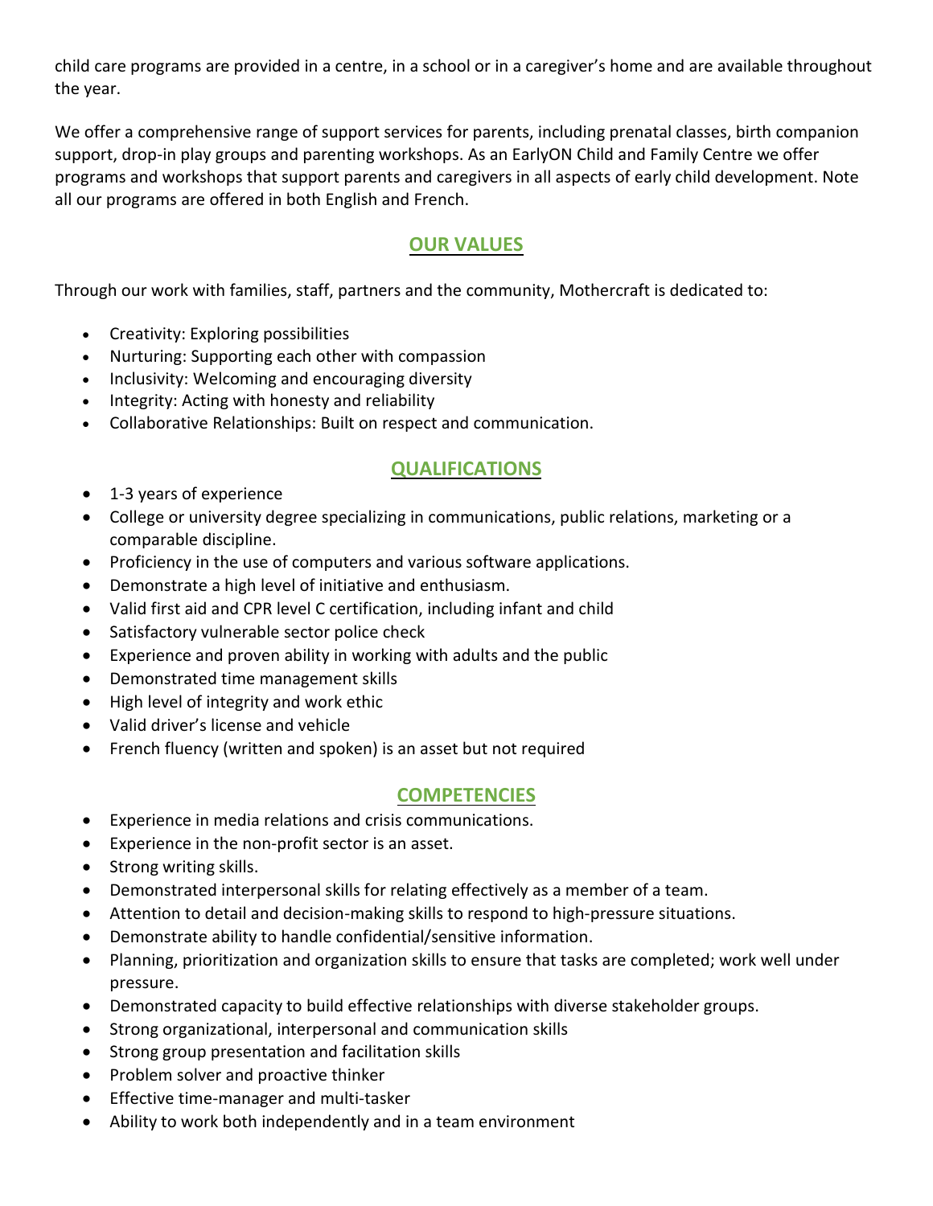child care programs are provided in a centre, in a school or in a caregiver's home and are available throughout the year.

We offer a comprehensive range of support services for parents, including prenatal classes, birth companion support, drop-in play groups and parenting workshops. As an EarlyON Child and Family Centre we offer programs and workshops that support parents and caregivers in all aspects of early child development. Note all our programs are offered in both English and French.

## OUR VALUES

Through our work with families, staff, partners and the community, Mothercraft is dedicated to:

- Creativity: Exploring possibilities
- Nurturing: Supporting each other with compassion
- Inclusivity: Welcoming and encouraging diversity
- Integrity: Acting with honesty and reliability
- Collaborative Relationships: Built on respect and communication.

## QUALIFICATIONS

- 1-3 years of experience
- College or university degree specializing in communications, public relations, marketing or a comparable discipline.
- Proficiency in the use of computers and various software applications.
- Demonstrate a high level of initiative and enthusiasm.
- Valid first aid and CPR level C certification, including infant and child
- Satisfactory vulnerable sector police check
- Experience and proven ability in working with adults and the public
- Demonstrated time management skills
- High level of integrity and work ethic
- Valid driver's license and vehicle
- French fluency (written and spoken) is an asset but not required

## COMPETENCIES

- Experience in media relations and crisis communications.
- Experience in the non-profit sector is an asset.
- Strong writing skills.
- Demonstrated interpersonal skills for relating effectively as a member of a team.
- Attention to detail and decision-making skills to respond to high-pressure situations.
- Demonstrate ability to handle confidential/sensitive information.
- Planning, prioritization and organization skills to ensure that tasks are completed; work well under pressure.
- Demonstrated capacity to build effective relationships with diverse stakeholder groups.
- Strong organizational, interpersonal and communication skills
- Strong group presentation and facilitation skills
- Problem solver and proactive thinker
- Effective time-manager and multi-tasker
- Ability to work both independently and in a team environment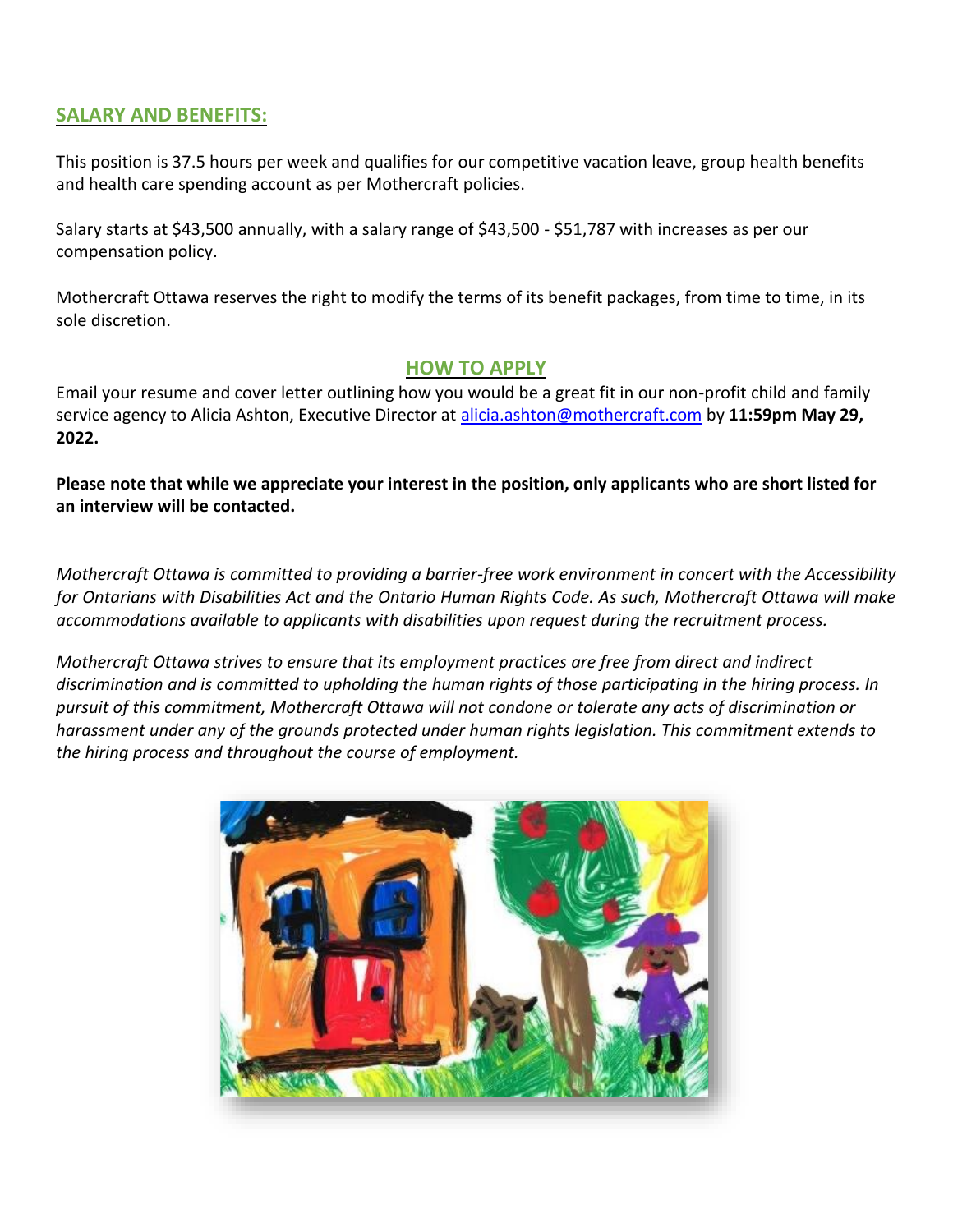## SALARY AND BENEFITS:

This position is 37.5 hours per week and qualifies for our competitive vacation leave, group health benefits and health care spending account as per Mothercraft policies.

Salary starts at $43,500 annually, with a salary range of $43,500 - $51,787 with increases as per our compensation policy.

Mothercraft Ottawa reserves the right to modify the terms of its benefit packages, from time to time, in its sole discretion.

## HOW TO APPLY

Email your resume and cover letter outlining how you would be a great fit in our non-profit child and family service agency to Alicia Ashton, Executive Director at alicia.ashton@mothercraft.com by **11:59pm May 29, 2022.**

**Please note that while we appreciate your interest in the position, only applicants who are short listed for an interview will be contacted.**

*Mothercraft Ottawa is committed to providing a barrier-free work environment in concert with the Accessibility for Ontarians with Disabilities Act and the Ontario Human Rights Code. As such, Mothercraft Ottawa will make accommodations available to applicants with disabilities upon request during the recruitment process.*

*Mothercraft Ottawa strives to ensure that its employment practices are free from direct and indirect discrimination and is committed to upholding the human rights of those participating in the hiring process. In pursuit of this commitment, Mothercraft Ottawa will not condone or tolerate any acts of discrimination or harassment under any of the grounds protected under human rights legislation. This commitment extends to the hiring process and throughout the course of employment.*